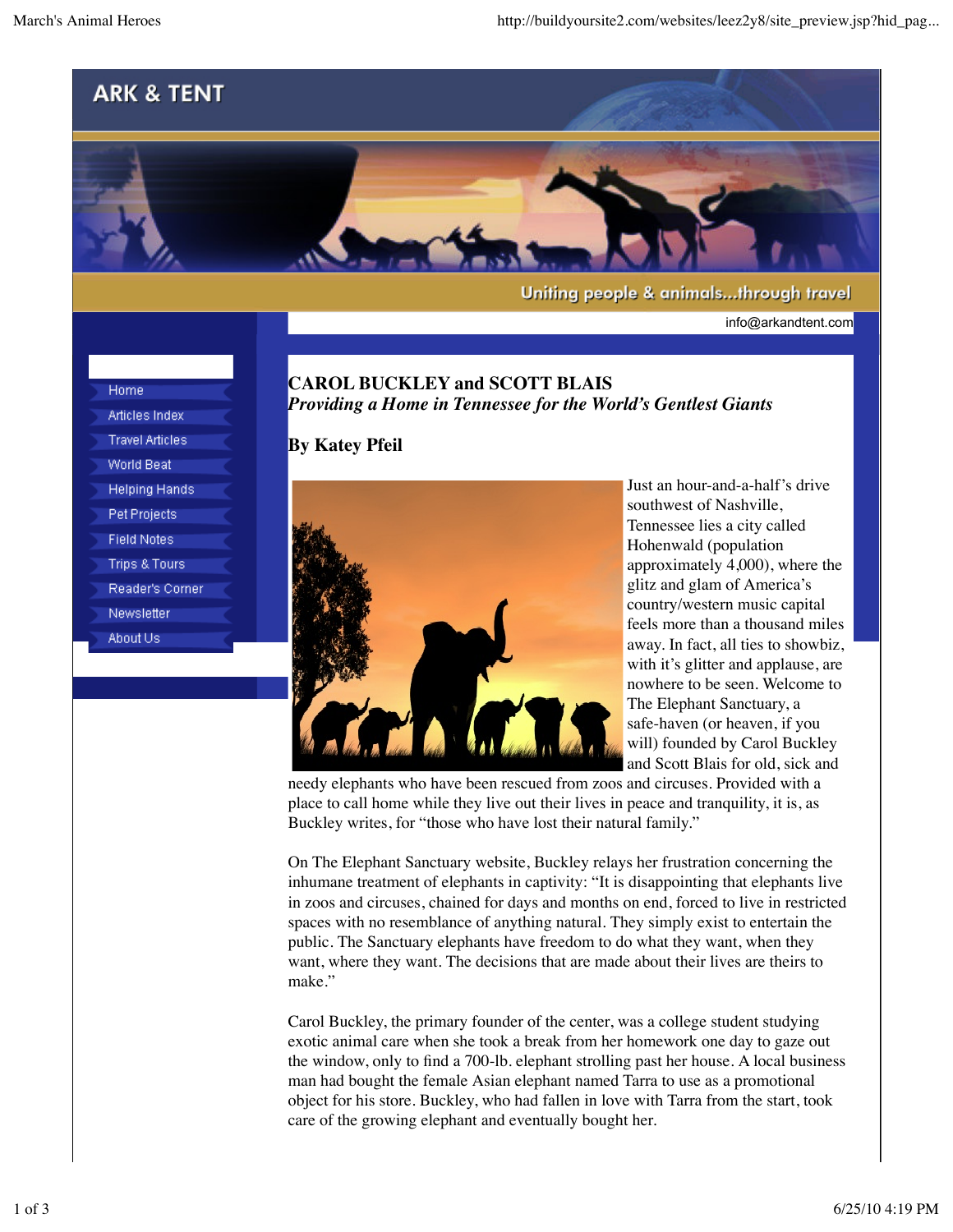ARK & TENT

Uniting people & animals...through travel

info@arkandtent.com

- Home
- Articles Index
- Travel Articles
- World Beat
- Helping Hands
- Pet Projects
- Field Notes
- Trips & Tours
- Reader's Corner
- Newsletter
- About Us

# CAROL BUCKLEY and SCOTT BLAIS

*Providing a Home in Tennessee for the World's Gentlest Giants*

**By Katey Pfeil**

Just an hour-and-a-half's drive southwest of Nashville, Tennessee lies a city called Hohenwald (population approximately 4,000), where the glitz and glam of America's country/western music capital feels more than a thousand miles away. In fact, all ties to showbiz, with it's glitter and applause, are nowhere to be seen. Welcome to The Elephant Sanctuary, a safe-haven (or heaven, if you will) founded by Carol Buckley and Scott Blais for old, sick and needy elephants who have been rescued from zoos and circuses. Provided with a place to call home while they live out their lives in peace and tranquility, it is, as Buckley writes, for "those who have lost their natural family."

On The Elephant Sanctuary website, Buckley relays her frustration concerning the inhumane treatment of elephants in captivity: "It is disappointing that elephants live in zoos and circuses, chained for days and months on end, forced to live in restricted spaces with no resemblance of anything natural. They simply exist to entertain the public. The Sanctuary elephants have freedom to do what they want, when they want, where they want. The decisions that are made about their lives are theirs to make."

Carol Buckley, the primary founder of the center, was a college student studying exotic animal care when she took a break from her homework one day to gaze out the window, only to find a 700-lb. elephant strolling past her house. A local business man had bought the female Asian elephant named Tarra to use as a promotional object for his store. Buckley, who had fallen in love with Tarra from the start, took care of the growing elephant and eventually bought her.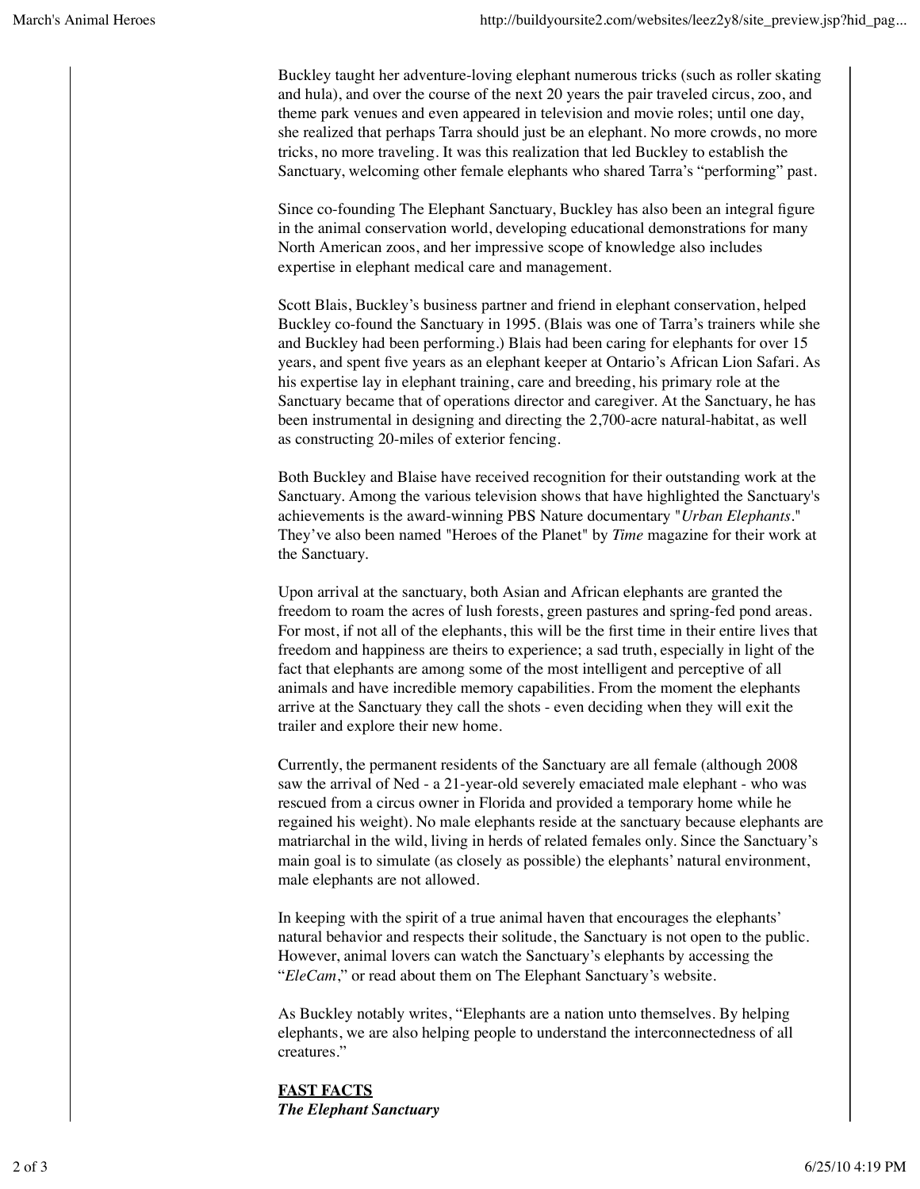Buckley taught her adventure-loving elephant numerous tricks (such as roller skating and hula), and over the course of the next 20 years the pair traveled circus, zoo, and theme park venues and even appeared in television and movie roles; until one day, she realized that perhaps Tarra should just be an elephant. No more crowds, no more tricks, no more traveling. It was this realization that led Buckley to establish the Sanctuary, welcoming other female elephants who shared Tarra's "performing" past.

Since co-founding The Elephant Sanctuary, Buckley has also been an integral figure in the animal conservation world, developing educational demonstrations for many North American zoos, and her impressive scope of knowledge also includes expertise in elephant medical care and management.

Scott Blais, Buckley's business partner and friend in elephant conservation, helped Buckley co-found the Sanctuary in 1995. (Blais was one of Tarra's trainers while she and Buckley had been performing.) Blais had been caring for elephants for over 15 years, and spent five years as an elephant keeper at Ontario's African Lion Safari. As his expertise lay in elephant training, care and breeding, his primary role at the Sanctuary became that of operations director and caregiver. At the Sanctuary, he has been instrumental in designing and directing the 2,700-acre natural-habitat, as well as constructing 20-miles of exterior fencing.

Both Buckley and Blaise have received recognition for their outstanding work at the Sanctuary. Among the various television shows that have highlighted the Sanctuary's achievements is the award-winning PBS Nature documentary "*Urban Elephants*." They've also been named "Heroes of the Planet" by *Time* magazine for their work at the Sanctuary.

Upon arrival at the sanctuary, both Asian and African elephants are granted the freedom to roam the acres of lush forests, green pastures and spring-fed pond areas. For most, if not all of the elephants, this will be the first time in their entire lives that freedom and happiness are theirs to experience; a sad truth, especially in light of the fact that elephants are among some of the most intelligent and perceptive of all animals and have incredible memory capabilities. From the moment the elephants arrive at the Sanctuary they call the shots - even deciding when they will exit the trailer and explore their new home.

Currently, the permanent residents of the Sanctuary are all female (although 2008 saw the arrival of Ned - a 21-year-old severely emaciated male elephant - who was rescued from a circus owner in Florida and provided a temporary home while he regained his weight). No male elephants reside at the sanctuary because elephants are matriarchal in the wild, living in herds of related females only. Since the Sanctuary's main goal is to simulate (as closely as possible) the elephants' natural environment, male elephants are not allowed.

In keeping with the spirit of a true animal haven that encourages the elephants' natural behavior and respects their solitude, the Sanctuary is not open to the public. However, animal lovers can watch the Sanctuary's elephants by accessing the "*EleCam*," or read about them on The Elephant Sanctuary's website.

As Buckley notably writes, "Elephants are a nation unto themselves. By helping elephants, we are also helping people to understand the interconnectedness of all creatures."

**FAST FACTS**

***The Elephant Sanctuary***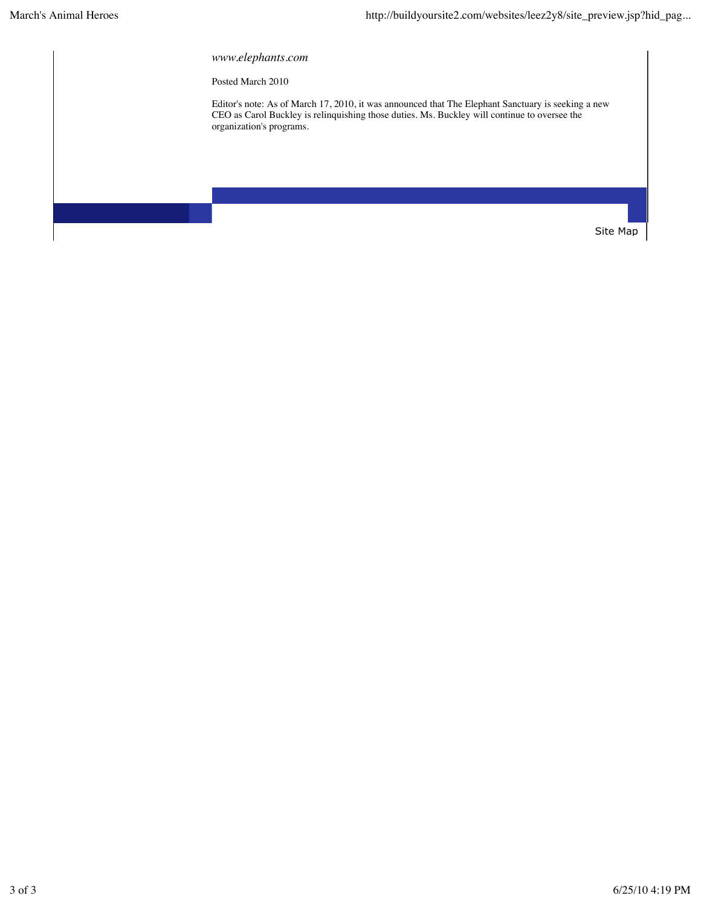*www.elephants.com*

Posted March 2010

Editor's note: As of March 17, 2010, it was announced that The Elephant Sanctuary is seeking a new CEO as Carol Buckley is relinquishing those duties. Ms. Buckley will continue to oversee the organization's programs.

Site Map